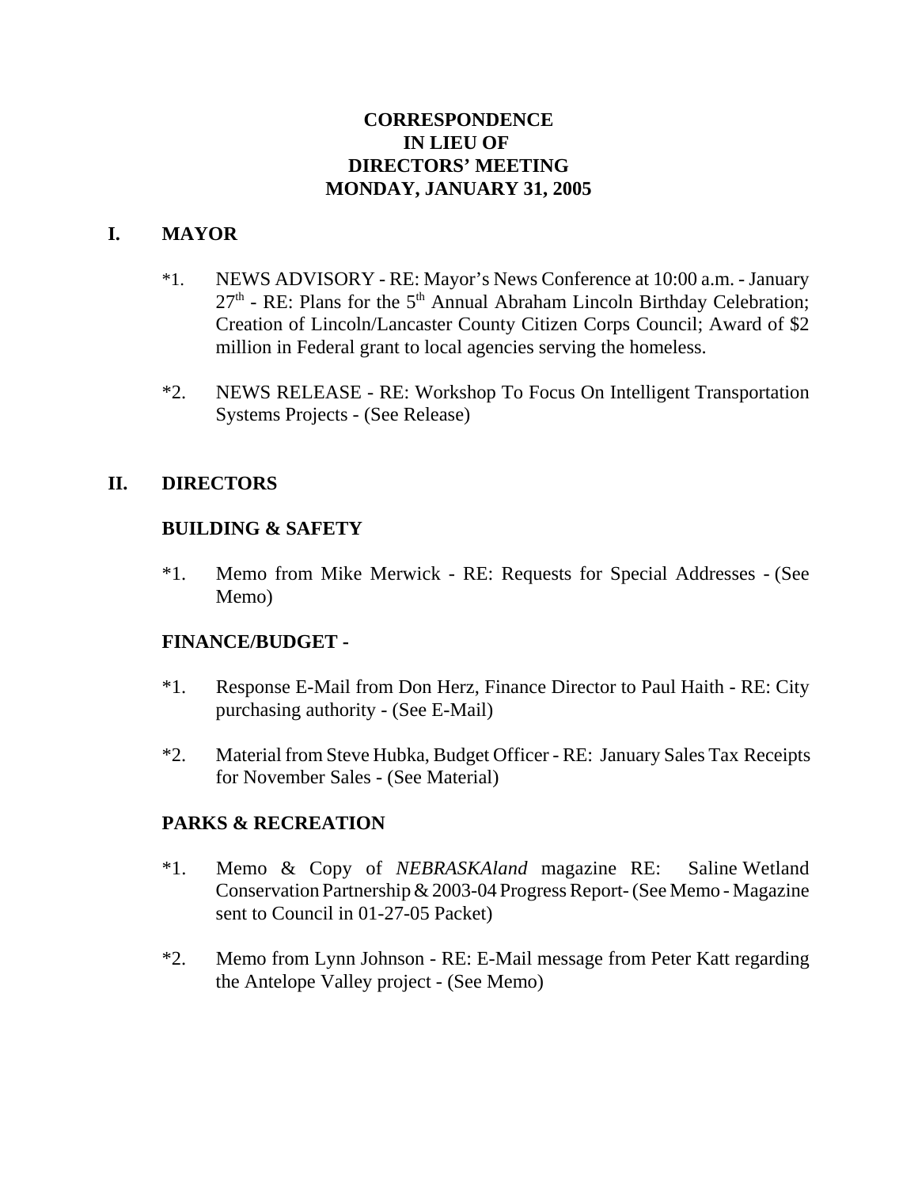# CORRESPONDENCE
# IN LIEU OF
# DIRECTORS' MEETING
# MONDAY, JANUARY 31, 2005

## I. MAYOR

*1. NEWS ADVISORY - RE: Mayor's News Conference at 10:00 a.m. - January 27th - RE: Plans for the 5th Annual Abraham Lincoln Birthday Celebration; Creation of Lincoln/Lancaster County Citizen Corps Council; Award of $2 million in Federal grant to local agencies serving the homeless.

*2. NEWS RELEASE - RE: Workshop To Focus On Intelligent Transportation Systems Projects - (See Release)

## II. DIRECTORS

### BUILDING & SAFETY

*1. Memo from Mike Merwick - RE: Requests for Special Addresses - (See Memo)

### FINANCE/BUDGET -

*1. Response E-Mail from Don Herz, Finance Director to Paul Haith - RE: City purchasing authority - (See E-Mail)

*2. Material from Steve Hubka, Budget Officer - RE: January Sales Tax Receipts for November Sales - (See Material)

### PARKS & RECREATION

*1. Memo & Copy of *NEBRASKAland* magazine RE: Saline Wetland Conservation Partnership & 2003-04 Progress Report- (See Memo - Magazine sent to Council in 01-27-05 Packet)

*2. Memo from Lynn Johnson - RE: E-Mail message from Peter Katt regarding the Antelope Valley project - (See Memo)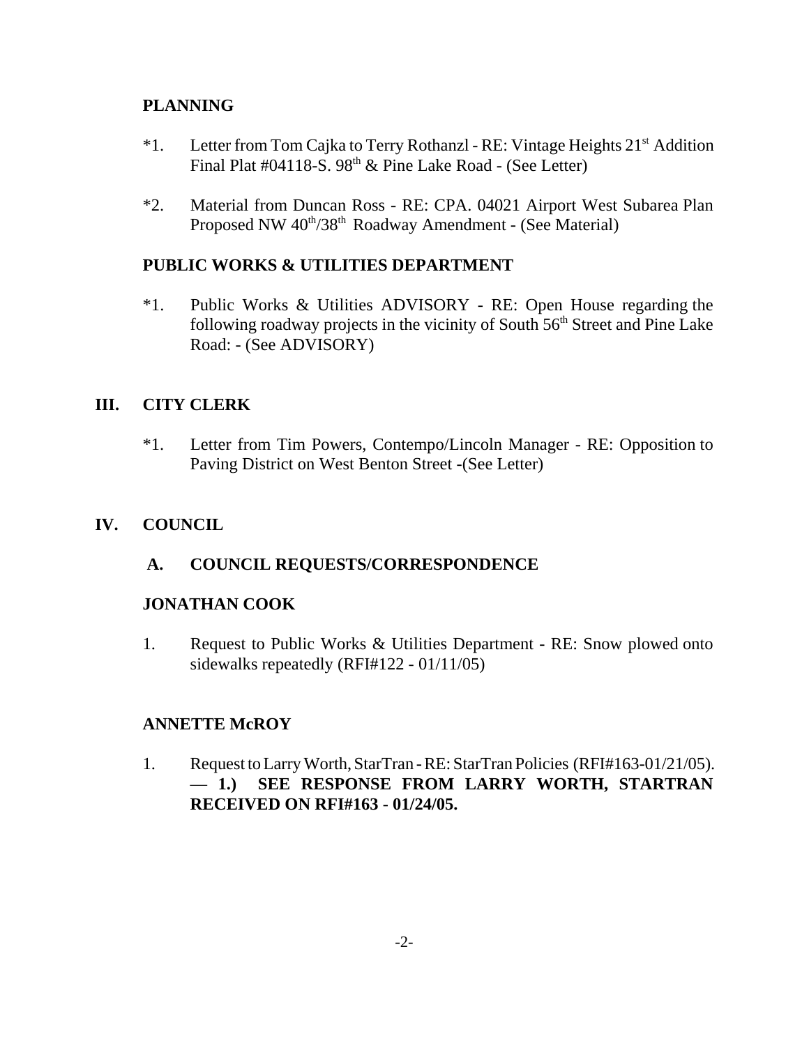**PLANNING**

*1. Letter from Tom Cajka to Terry Rothanzl - RE: Vintage Heights 21st Addition Final Plat #04118-S. 98th & Pine Lake Road - (See Letter)

*2. Material from Duncan Ross - RE: CPA. 04021 Airport West Subarea Plan Proposed NW 40th/38th Roadway Amendment - (See Material)

**PUBLIC WORKS & UTILITIES DEPARTMENT**

*1. Public Works & Utilities ADVISORY - RE: Open House regarding the following roadway projects in the vicinity of South 56th Street and Pine Lake Road: - (See ADVISORY)

## III. CITY CLERK

*1. Letter from Tim Powers, Contempo/Lincoln Manager - RE: Opposition to Paving District on West Benton Street -(See Letter)

## IV. COUNCIL

### A. COUNCIL REQUESTS/CORRESPONDENCE

**JONATHAN COOK**

1. Request to Public Works & Utilities Department - RE: Snow plowed onto sidewalks repeatedly (RFI#122 - 01/11/05)

**ANNETTE McROY**

1. Request to Larry Worth, StarTran - RE: StarTran Policies (RFI#163-01/21/05). — **1.) SEE RESPONSE FROM LARRY WORTH, STARTRAN RECEIVED ON RFI#163 - 01/24/05.**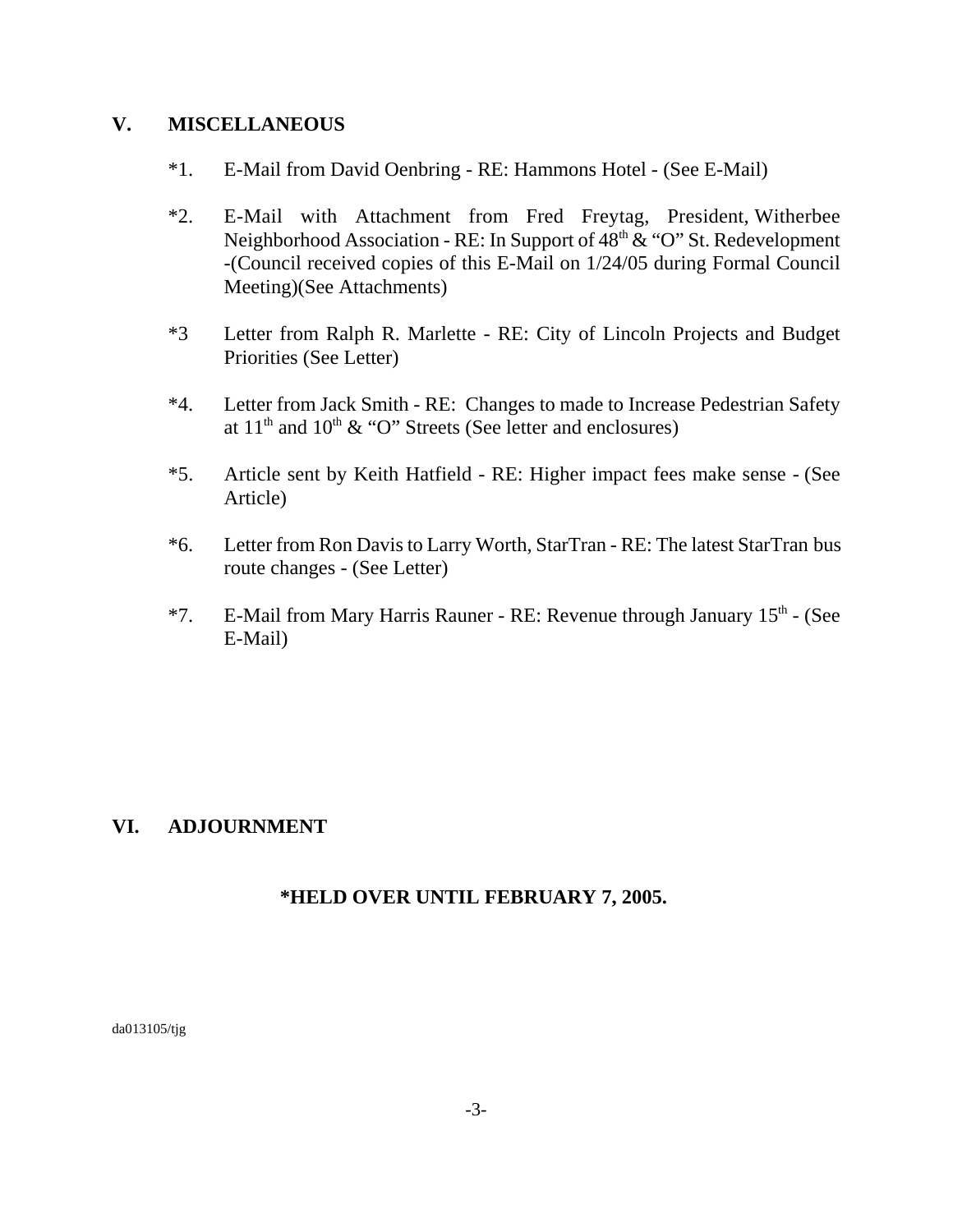## V. MISCELLANEOUS

*1. E-Mail from David Oenbring - RE: Hammons Hotel - (See E-Mail)

*2. E-Mail with Attachment from Fred Freytag, President, Witherbee Neighborhood Association - RE: In Support of 48th & "O" St. Redevelopment -(Council received copies of this E-Mail on 1/24/05 during Formal Council Meeting)(See Attachments)

*3 Letter from Ralph R. Marlette - RE: City of Lincoln Projects and Budget Priorities (See Letter)

*4. Letter from Jack Smith - RE: Changes to made to Increase Pedestrian Safety at 11th and 10th & "O" Streets (See letter and enclosures)

*5. Article sent by Keith Hatfield - RE: Higher impact fees make sense - (See Article)

*6. Letter from Ron Davis to Larry Worth, StarTran - RE: The latest StarTran bus route changes - (See Letter)

*7. E-Mail from Mary Harris Rauner - RE: Revenue through January 15th - (See E-Mail)

## VI. ADJOURNMENT

**\*HELD OVER UNTIL FEBRUARY 7, 2005.**

da013105/tjg